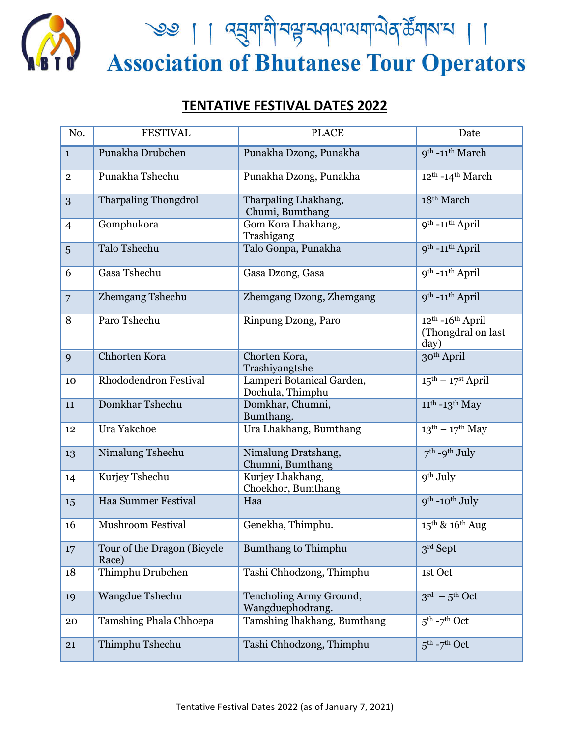# ༄༅། །འབྲུག་གི་བལྟ་སྐོར་ལས་ཀ་ཚོགས་པ། །

# Association of Bhutanese Tour Operators

## TENTATIVE FESTIVAL DATES 2022

| No. | FESTIVAL | PLACE | Date |
|---|---|---|---|
| 1 | Punakha Drubchen | Punakha Dzong, Punakha | 9th -11th March |
| 2 | Punakha Tshechu | Punakha Dzong, Punakha | 12th -14th March |
| 3 | Tharpaling Thongdrol | Tharpaling Lhakhang, Chumi, Bumthang | 18th March |
| 4 | Gomphukora | Gom Kora Lhakhang, Trashigang | 9th -11th April |
| 5 | Talo Tshechu | Talo Gonpa, Punakha | 9th -11th April |
| 6 | Gasa Tshechu | Gasa Dzong, Gasa | 9th -11th April |
| 7 | Zhemgang Tshechu | Zhemgang Dzong, Zhemgang | 9th -11th April |
| 8 | Paro Tshechu | Rinpung Dzong, Paro | 12th -16th April (Thongdral on last day) |
| 9 | Chhorten Kora | Chorten Kora, Trashiyangtshe | 30th April |
| 10 | Rhododendron Festival | Lamperi Botanical Garden, Dochula, Thimphu | 15th – 17st April |
| 11 | Domkhar Tshechu | Domkhar, Chumni, Bumthang. | 11th -13th May |
| 12 | Ura Yakchoe | Ura Lhakhang, Bumthang | 13th – 17th May |
| 13 | Nimalung Tshechu | Nimalung Dratshang, Chumni, Bumthang | 7th -9th July |
| 14 | Kurjey Tshechu | Kurjey Lhakhang, Choekhor, Bumthang | 9th July |
| 15 | Haa Summer Festival | Haa | 9th -10th July |
| 16 | Mushroom Festival | Genekha, Thimphu. | 15th & 16th Aug |
| 17 | Tour of the Dragon (Bicycle Race) | Bumthang to Thimphu | 3rd Sept |
| 18 | Thimphu Drubchen | Tashi Chhodzong, Thimphu | 1st Oct |
| 19 | Wangdue Tshechu | Tencholing Army Ground, Wangduephodrang. | 3rd – 5th Oct |
| 20 | Tamshing Phala Chhoepa | Tamshing lhakhang, Bumthang | 5th -7th Oct |
| 21 | Thimphu Tshechu | Tashi Chhodzong, Thimphu | 5th -7th Oct |

Tentative Festival Dates 2022 (as of January 7, 2021)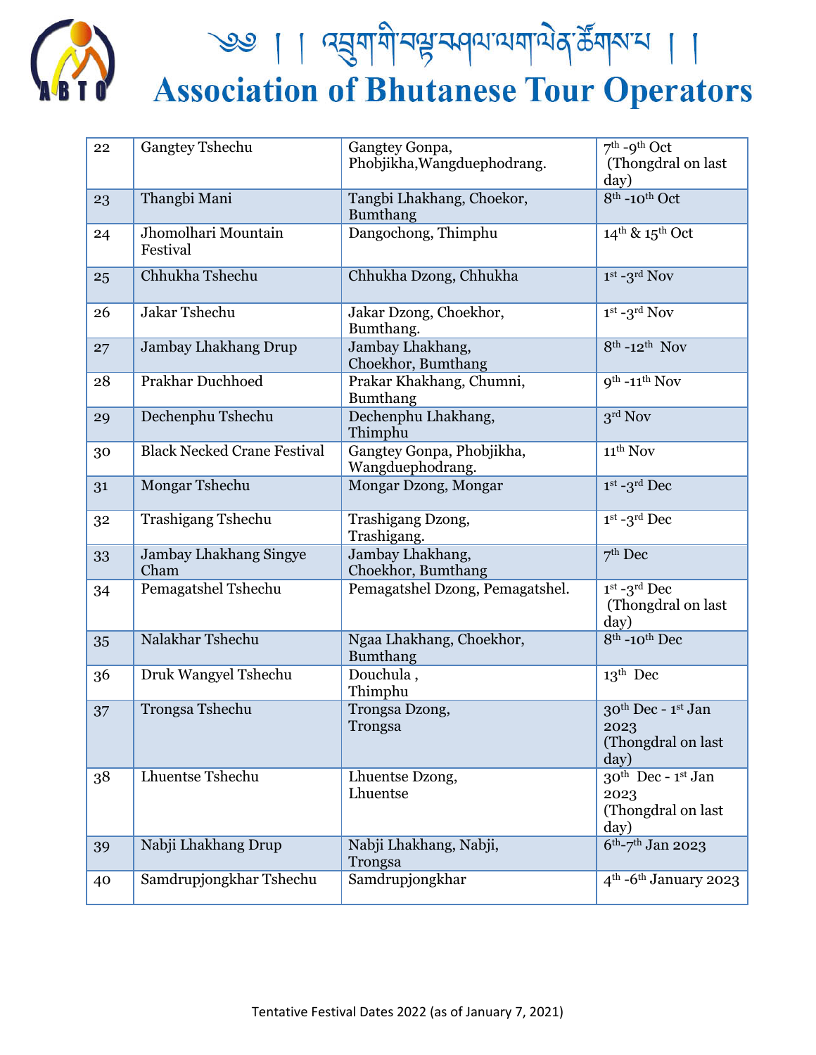# ༄༅། །འབྲུག་གི་བསྐྱོད་སྐྱོང་ལས་ཚོགས་པ། །
# Association of Bhutanese Tour Operators

| | | | |
|---|---|---|---|
| 22 | Gangtey Tshechu | Gangtey Gonpa, Phobjikha,Wangduephodrang. | 7th -9th Oct (Thongdral on last day) |
| 23 | Thangbi Mani | Tangbi Lhakhang, Choekor, Bumthang | 8th -10th Oct |
| 24 | Jhomolhari Mountain Festival | Dangochong, Thimphu | 14th & 15th Oct |
| 25 | Chhukha Tshechu | Chhukha Dzong, Chhukha | 1st -3rd Nov |
| 26 | Jakar Tshechu | Jakar Dzong, Choekhor, Bumthang. | 1st -3rd Nov |
| 27 | Jambay Lhakhang Drup | Jambay Lhakhang, Choekhor, Bumthang | 8th -12th Nov |
| 28 | Prakhar Duchhoed | Prakar Khakhang, Chumni, Bumthang | 9th -11th Nov |
| 29 | Dechenphu Tshechu | Dechenphu Lhakhang, Thimphu | 3rd Nov |
| 30 | Black Necked Crane Festival | Gangtey Gonpa, Phobjikha, Wangduephodrang. | 11th Nov |
| 31 | Mongar Tshechu | Mongar Dzong, Mongar | 1st -3rd Dec |
| 32 | Trashigang Tshechu | Trashigang Dzong, Trashigang. | 1st -3rd Dec |
| 33 | Jambay Lhakhang Singye Cham | Jambay Lhakhang, Choekhor, Bumthang | 7th Dec |
| 34 | Pemagatshel Tshechu | Pemagatshel Dzong, Pemagatshel. | 1st -3rd Dec (Thongdral on last day) |
| 35 | Nalakhar Tshechu | Ngaa Lhakhang, Choekhor, Bumthang | 8th -10th Dec |
| 36 | Druk Wangyel Tshechu | Douchula , Thimphu | 13th Dec |
| 37 | Trongsa Tshechu | Trongsa Dzong, Trongsa | 30th Dec - 1st Jan 2023 (Thongdral on last day) |
| 38 | Lhuentse Tshechu | Lhuentse Dzong, Lhuentse | 30th Dec - 1st Jan 2023 (Thongdral on last day) |
| 39 | Nabji Lhakhang Drup | Nabji Lhakhang, Nabji, Trongsa | 6th-7th Jan 2023 |
| 40 | Samdrupjongkhar Tshechu | Samdrupjongkhar | 4th -6th January 2023 |

Tentative Festival Dates 2022 (as of January 7, 2021)